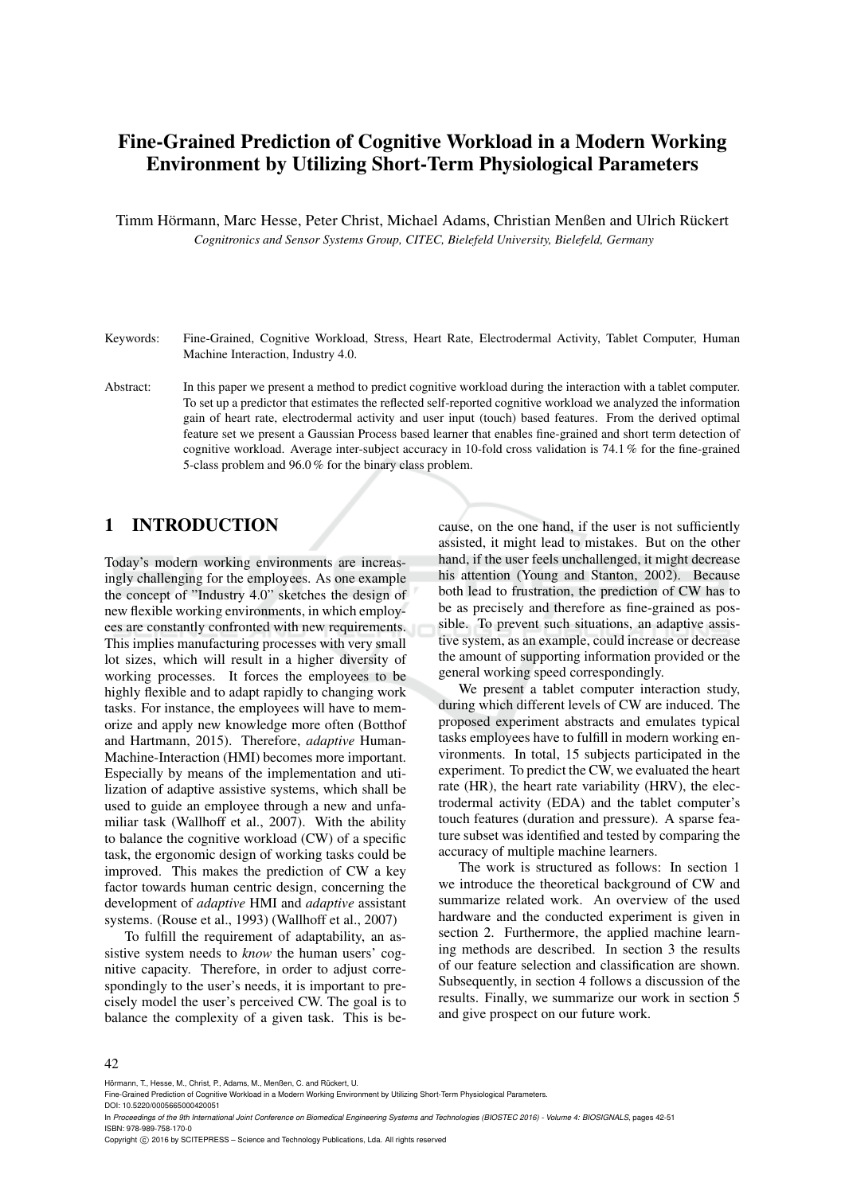# Fine-Grained Prediction of Cognitive Workload in a Modern Working Environment by Utilizing Short-Term Physiological Parameters

Timm Hörmann, Marc Hesse, Peter Christ, Michael Adams, Christian Menßen and Ulrich Rückert

*Cognitronics and Sensor Systems Group, CITEC, Bielefeld University, Bielefeld, Germany*

Keywords: Fine-Grained, Cognitive Workload, Stress, Heart Rate, Electrodermal Activity, Tablet Computer, Human Machine Interaction, Industry 4.0.

Abstract: In this paper we present a method to predict cognitive workload during the interaction with a tablet computer. To set up a predictor that estimates the reflected self-reported cognitive workload we analyzed the information gain of heart rate, electrodermal activity and user input (touch) based features. From the derived optimal feature set we present a Gaussian Process based learner that enables fine-grained and short term detection of cognitive workload. Average inter-subject accuracy in 10-fold cross validation is 74.1 % for the fine-grained 5-class problem and 96.0 % for the binary class problem.

## 1 INTRODUCTION

Today's modern working environments are increasingly challenging for the employees. As one example the concept of "Industry 4.0" sketches the design of new flexible working environments, in which employees are constantly confronted with new requirements. This implies manufacturing processes with very small lot sizes, which will result in a higher diversity of working processes. It forces the employees to be highly flexible and to adapt rapidly to changing work tasks. For instance, the employees will have to memorize and apply new knowledge more often (Botthof and Hartmann, 2015). Therefore, *adaptive* Human-Machine-Interaction (HMI) becomes more important. Especially by means of the implementation and utilization of adaptive assistive systems, which shall be used to guide an employee through a new and unfamiliar task (Wallhoff et al., 2007). With the ability to balance the cognitive workload (CW) of a specific task, the ergonomic design of working tasks could be improved. This makes the prediction of CW a key factor towards human centric design, concerning the development of *adaptive* HMI and *adaptive* assistant systems. (Rouse et al., 1993) (Wallhoff et al., 2007)

To fulfill the requirement of adaptability, an assistive system needs to *know* the human users' cognitive capacity. Therefore, in order to adjust correspondingly to the user's needs, it is important to precisely model the user's perceived CW. The goal is to balance the complexity of a given task. This is because, on the one hand, if the user is not sufficiently assisted, it might lead to mistakes. But on the other hand, if the user feels unchallenged, it might decrease his attention (Young and Stanton, 2002). Because both lead to frustration, the prediction of CW has to be as precisely and therefore as fine-grained as possible. To prevent such situations, an adaptive assistive system, as an example, could increase or decrease the amount of supporting information provided or the general working speed correspondingly.

We present a tablet computer interaction study, during which different levels of CW are induced. The proposed experiment abstracts and emulates typical tasks employees have to fulfill in modern working environments. In total, 15 subjects participated in the experiment. To predict the CW, we evaluated the heart rate (HR), the heart rate variability (HRV), the electrodermal activity (EDA) and the tablet computer's touch features (duration and pressure). A sparse feature subset was identified and tested by comparing the accuracy of multiple machine learners.

The work is structured as follows: In section 1 we introduce the theoretical background of CW and summarize related work. An overview of the used hardware and the conducted experiment is given in section 2. Furthermore, the applied machine learning methods are described. In section 3 the results of our feature selection and classification are shown. Subsequently, in section 4 follows a discussion of the results. Finally, we summarize our work in section 5 and give prospect on our future work.

Hörmann, T., Hesse, M., Christ, P., Adams, M., Menßen, C. and Rückert, U.
Fine-Grained Prediction of Cognitive Workload in a Modern Working Environment by Utilizing Short-Term Physiological Parameters.
DOI: 10.5220/0005665000420051
In *Proceedings of the 9th International Joint Conference on Biomedical Engineering Systems and Technologies (BIOSTEC 2016) - Volume 4: BIOSIGNALS*, pages 42-51
ISBN: 978-989-758-170-0
Copyright © 2016 by SCITEPRESS – Science and Technology Publications, Lda. All rights reserved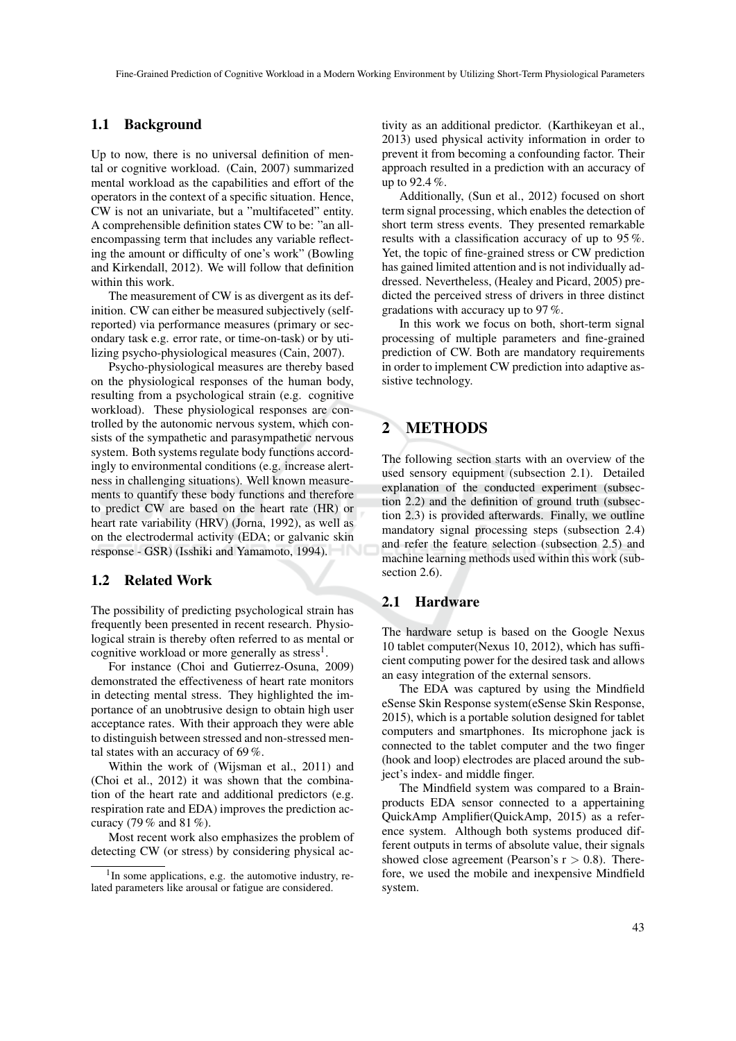### 1.1 Background

Up to now, there is no universal definition of mental or cognitive workload. (Cain, 2007) summarized mental workload as the capabilities and effort of the operators in the context of a specific situation. Hence, CW is not an univariate, but a "multifaceted" entity. A comprehensible definition states CW to be: "an all-encompassing term that includes any variable reflecting the amount or difficulty of one's work" (Bowling and Kirkendall, 2012). We will follow that definition within this work.

The measurement of CW is as divergent as its definition. CW can either be measured subjectively (self-reported) via performance measures (primary or secondary task e.g. error rate, or time-on-task) or by utilizing psycho-physiological measures (Cain, 2007).

Psycho-physiological measures are thereby based on the physiological responses of the human body, resulting from a psychological strain (e.g. cognitive workload). These physiological responses are controlled by the autonomic nervous system, which consists of the sympathetic and parasympathetic nervous system. Both systems regulate body functions accordingly to environmental conditions (e.g. increase alertness in challenging situations). Well known measurements to quantify these body functions and therefore to predict CW are based on the heart rate (HR) or heart rate variability (HRV) (Jorna, 1992), as well as on the electrodermal activity (EDA; or galvanic skin response - GSR) (Isshiki and Yamamoto, 1994).

### 1.2 Related Work

The possibility of predicting psychological strain has frequently been presented in recent research. Physiological strain is thereby often referred to as mental or cognitive workload or more generally as stress[1].

For instance (Choi and Gutierrez-Osuna, 2009) demonstrated the effectiveness of heart rate monitors in detecting mental stress. They highlighted the importance of an unobtrusive design to obtain high user acceptance rates. With their approach they were able to distinguish between stressed and non-stressed mental states with an accuracy of 69 %.

Within the work of (Wijsman et al., 2011) and (Choi et al., 2012) it was shown that the combination of the heart rate and additional predictors (e.g. respiration rate and EDA) improves the prediction accuracy (79 % and 81 %).

Most recent work also emphasizes the problem of detecting CW (or stress) by considering physical activity as an additional predictor. (Karthikeyan et al., 2013) used physical activity information in order to prevent it from becoming a confounding factor. Their approach resulted in a prediction with an accuracy of up to 92.4 %.

Additionally, (Sun et al., 2012) focused on short term signal processing, which enables the detection of short term stress events. They presented remarkable results with a classification accuracy of up to 95 %. Yet, the topic of fine-grained stress or CW prediction has gained limited attention and is not individually addressed. Nevertheless, (Healey and Picard, 2005) predicted the perceived stress of drivers in three distinct gradations with accuracy up to 97 %.

In this work we focus on both, short-term signal processing of multiple parameters and fine-grained prediction of CW. Both are mandatory requirements in order to implement CW prediction into adaptive assistive technology.

[1] In some applications, e.g. the automotive industry, related parameters like arousal or fatigue are considered.

## 2 METHODS

The following section starts with an overview of the used sensory equipment (subsection 2.1). Detailed explanation of the conducted experiment (subsection 2.2) and the definition of ground truth (subsection 2.3) is provided afterwards. Finally, we outline mandatory signal processing steps (subsection 2.4) and refer the feature selection (subsection 2.5) and machine learning methods used within this work (subsection 2.6).

### 2.1 Hardware

The hardware setup is based on the Google Nexus 10 tablet computer(Nexus 10, 2012), which has sufficient computing power for the desired task and allows an easy integration of the external sensors.

The EDA was captured by using the Mindfield eSense Skin Response system(eSense Skin Response, 2015), which is a portable solution designed for tablet computers and smartphones. Its microphone jack is connected to the tablet computer and the two finger (hook and loop) electrodes are placed around the subject's index- and middle finger.

The Mindfield system was compared to a Brainproducts EDA sensor connected to a appertaining QuickAmp Amplifier(QuickAmp, 2015) as a reference system. Although both systems produced different outputs in terms of absolute value, their signals showed close agreement (Pearson's $r > 0.8$). Therefore, we used the mobile and inexpensive Mindfield system.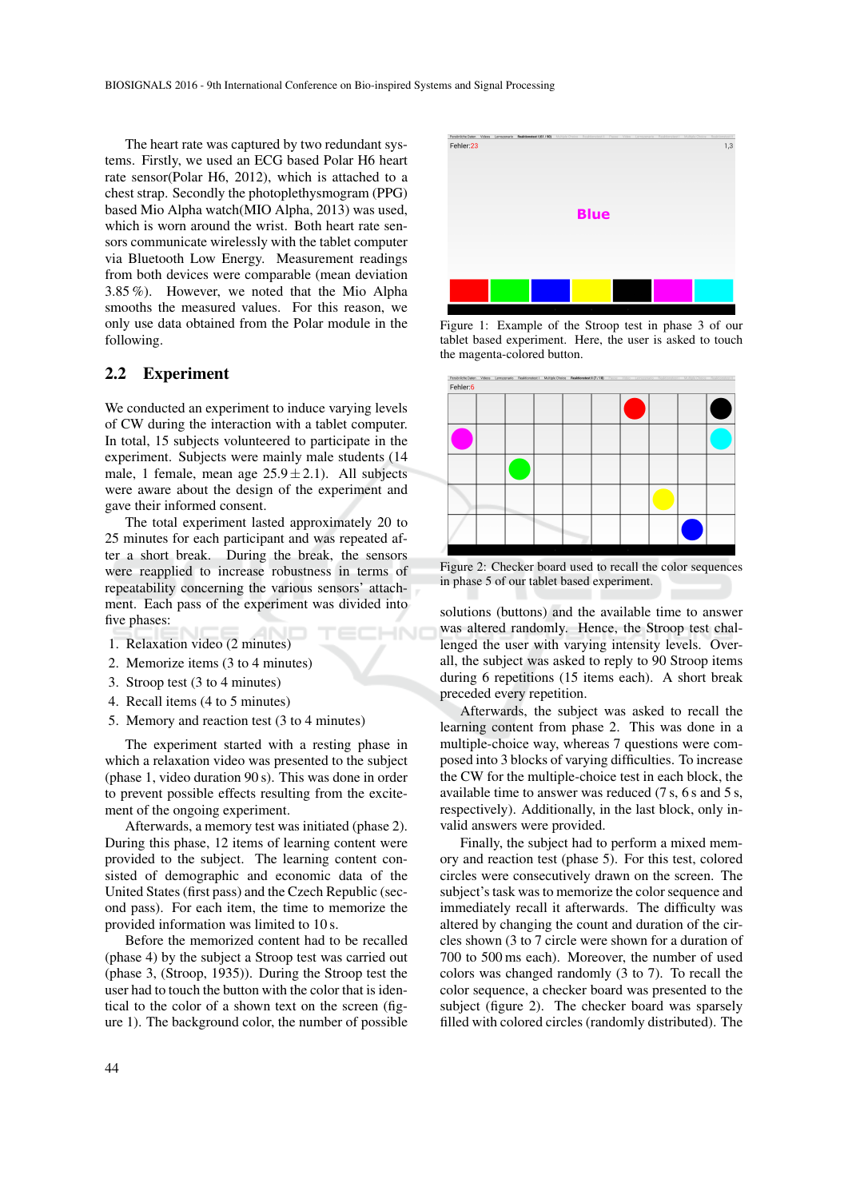The heart rate was captured by two redundant systems. Firstly, we used an ECG based Polar H6 heart rate sensor(Polar H6, 2012), which is attached to a chest strap. Secondly the photoplethysmogram (PPG) based Mio Alpha watch(MIO Alpha, 2013) was used, which is worn around the wrist. Both heart rate sensors communicate wirelessly with the tablet computer via Bluetooth Low Energy. Measurement readings from both devices were comparable (mean deviation 3.85 %). However, we noted that the Mio Alpha smooths the measured values. For this reason, we only use data obtained from the Polar module in the following.

## 2.2 Experiment

We conducted an experiment to induce varying levels of CW during the interaction with a tablet computer. In total, 15 subjects volunteered to participate in the experiment. Subjects were mainly male students (14 male, 1 female, mean age $25.9 \pm 2.1$). All subjects were aware about the design of the experiment and gave their informed consent.

The total experiment lasted approximately 20 to 25 minutes for each participant and was repeated after a short break. During the break, the sensors were reapplied to increase robustness in terms of repeatability concerning the various sensors' attachment. Each pass of the experiment was divided into five phases:

1. Relaxation video (2 minutes)
2. Memorize items (3 to 4 minutes)
3. Stroop test (3 to 4 minutes)
4. Recall items (4 to 5 minutes)
5. Memory and reaction test (3 to 4 minutes)

The experiment started with a resting phase in which a relaxation video was presented to the subject (phase 1, video duration 90 s). This was done in order to prevent possible effects resulting from the excitement of the ongoing experiment.

Afterwards, a memory test was initiated (phase 2). During this phase, 12 items of learning content were provided to the subject. The learning content consisted of demographic and economic data of the United States (first pass) and the Czech Republic (second pass). For each item, the time to memorize the provided information was limited to 10 s.

Before the memorized content had to be recalled (phase 4) by the subject a Stroop test was carried out (phase 3, (Stroop, 1935)). During the Stroop test the user had to touch the button with the color that is identical to the color of a shown text on the screen (figure 1). The background color, the number of possible solutions (buttons) and the available time to answer was altered randomly. Hence, the Stroop test challenged the user with varying intensity levels. Overall, the subject was asked to reply to 90 Stroop items during 6 repetitions (15 items each). A short break preceded every repetition.

Figure 1: Example of the Stroop test in phase 3 of our tablet based experiment. Here, the user is asked to touch the magenta-colored button.

Figure 2: Checker board used to recall the color sequences in phase 5 of our tablet based experiment.

Afterwards, the subject was asked to recall the learning content from phase 2. This was done in a multiple-choice way, whereas 7 questions were composed into 3 blocks of varying difficulties. To increase the CW for the multiple-choice test in each block, the available time to answer was reduced (7 s, 6 s and 5 s, respectively). Additionally, in the last block, only invalid answers were provided.

Finally, the subject had to perform a mixed memory and reaction test (phase 5). For this test, colored circles were consecutively drawn on the screen. The subject's task was to memorize the color sequence and immediately recall it afterwards. The difficulty was altered by changing the count and duration of the circles shown (3 to 7 circle were shown for a duration of 700 to 500 ms each). Moreover, the number of used colors was changed randomly (3 to 7). To recall the color sequence, a checker board was presented to the subject (figure 2). The checker board was sparsely filled with colored circles (randomly distributed). The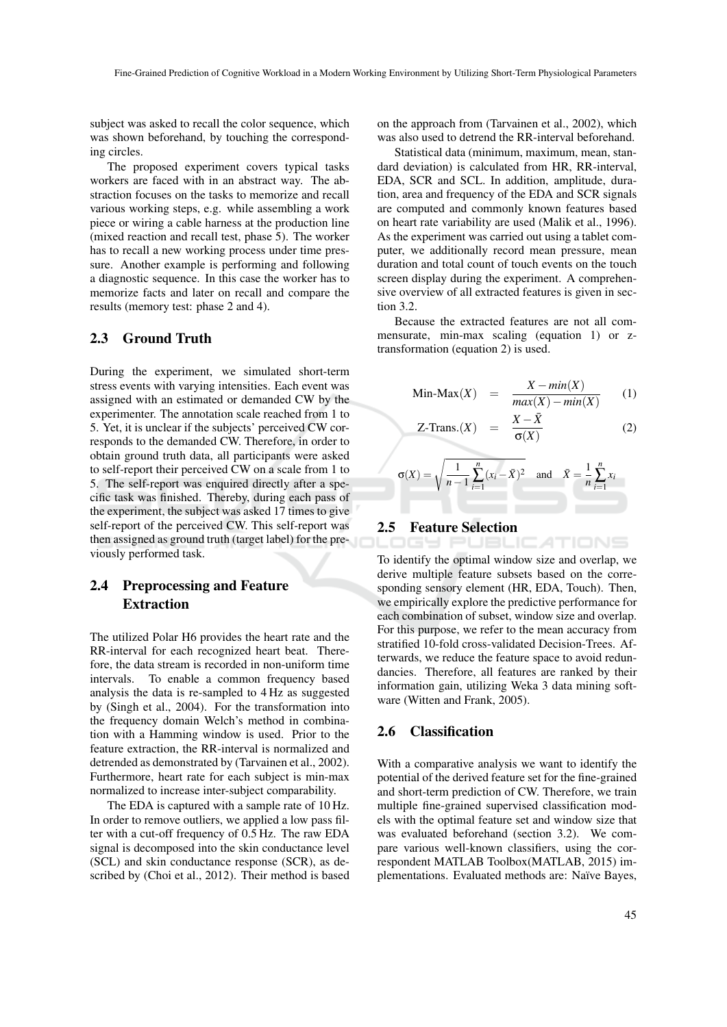subject was asked to recall the color sequence, which was shown beforehand, by touching the corresponding circles.

The proposed experiment covers typical tasks workers are faced with in an abstract way. The abstraction focuses on the tasks to memorize and recall various working steps, e.g. while assembling a work piece or wiring a cable harness at the production line (mixed reaction and recall test, phase 5). The worker has to recall a new working process under time pressure. Another example is performing and following a diagnostic sequence. In this case the worker has to memorize facts and later on recall and compare the results (memory test: phase 2 and 4).

## 2.3 Ground Truth

During the experiment, we simulated short-term stress events with varying intensities. Each event was assigned with an estimated or demanded CW by the experimenter. The annotation scale reached from 1 to 5. Yet, it is unclear if the subjects' perceived CW corresponds to the demanded CW. Therefore, in order to obtain ground truth data, all participants were asked to self-report their perceived CW on a scale from 1 to 5. The self-report was enquired directly after a specific task was finished. Thereby, during each pass of the experiment, the subject was asked 17 times to give self-report of the perceived CW. This self-report was then assigned as ground truth (target label) for the previously performed task.

## 2.4 Preprocessing and Feature Extraction

The utilized Polar H6 provides the heart rate and the RR-interval for each recognized heart beat. Therefore, the data stream is recorded in non-uniform time intervals. To enable a common frequency based analysis the data is re-sampled to 4 Hz as suggested by (Singh et al., 2004). For the transformation into the frequency domain Welch's method in combination with a Hamming window is used. Prior to the feature extraction, the RR-interval is normalized and detrended as demonstrated by (Tarvainen et al., 2002). Furthermore, heart rate for each subject is min-max normalized to increase inter-subject comparability.

The EDA is captured with a sample rate of 10 Hz. In order to remove outliers, we applied a low pass filter with a cut-off frequency of 0.5 Hz. The raw EDA signal is decomposed into the skin conductance level (SCL) and skin conductance response (SCR), as described by (Choi et al., 2012). Their method is based on the approach from (Tarvainen et al., 2002), which was also used to detrend the RR-interval beforehand.

Statistical data (minimum, maximum, mean, standard deviation) is calculated from HR, RR-interval, EDA, SCR and SCL. In addition, amplitude, duration, area and frequency of the EDA and SCR signals are computed and commonly known features based on heart rate variability are used (Malik et al., 1996). As the experiment was carried out using a tablet computer, we additionally record mean pressure, mean duration and total count of touch events on the touch screen display during the experiment. A comprehensive overview of all extracted features is given in section 3.2.

Because the extracted features are not all commensurate, min-max scaling (equation 1) or z-transformation (equation 2) is used.

$$\text{Min-Max}(X) = \frac{X - min(X)}{max(X) - min(X)} \quad (1)$$

$$\text{Z-Trans.}(X) = \frac{X - \bar{X}}{\sigma(X)} \quad (2)$$

$$\sigma(X) = \sqrt{\frac{1}{n-1}\sum_{i=1}^{n}(x_i - \bar{X})^2} \quad \text{and} \quad \bar{X} = \frac{1}{n}\sum_{i=1}^{n} x_i$$

## 2.5 Feature Selection

To identify the optimal window size and overlap, we derive multiple feature subsets based on the corresponding sensory element (HR, EDA, Touch). Then, we empirically explore the predictive performance for each combination of subset, window size and overlap. For this purpose, we refer to the mean accuracy from stratified 10-fold cross-validated Decision-Trees. Afterwards, we reduce the feature space to avoid redundancies. Therefore, all features are ranked by their information gain, utilizing Weka 3 data mining software (Witten and Frank, 2005).

## 2.6 Classification

With a comparative analysis we want to identify the potential of the derived feature set for the fine-grained and short-term prediction of CW. Therefore, we train multiple fine-grained supervised classification models with the optimal feature set and window size that was evaluated beforehand (section 3.2). We compare various well-known classifiers, using the correspondent MATLAB Toolbox(MATLAB, 2015) implementations. Evaluated methods are: Naïve Bayes,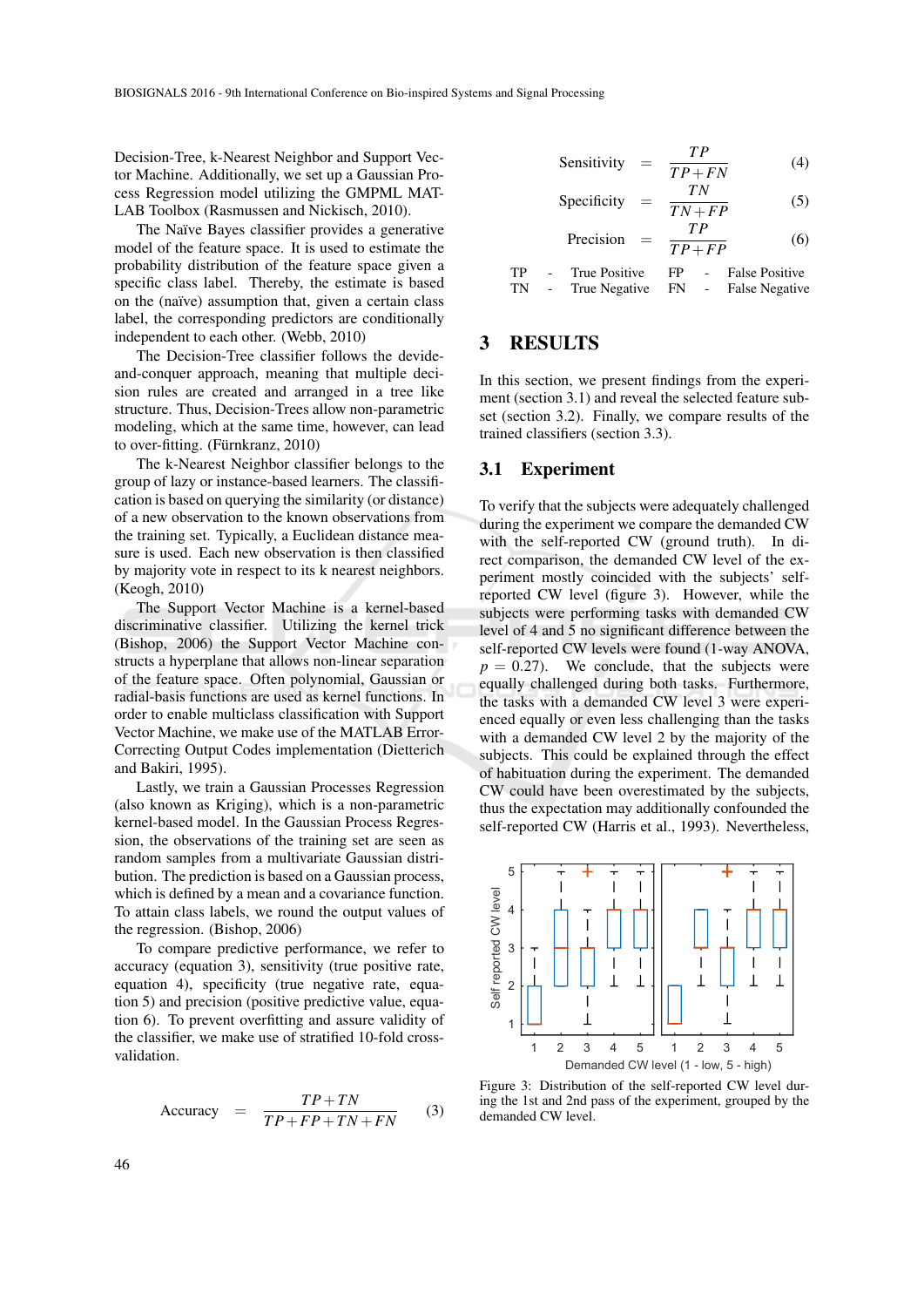Decision-Tree, k-Nearest Neighbor and Support Vector Machine. Additionally, we set up a Gaussian Process Regression model utilizing the GMPML MATLAB Toolbox (Rasmussen and Nickisch, 2010).

The Naïve Bayes classifier provides a generative model of the feature space. It is used to estimate the probability distribution of the feature space given a specific class label. Thereby, the estimate is based on the (naïve) assumption that, given a certain class label, the corresponding predictors are conditionally independent to each other. (Webb, 2010)

The Decision-Tree classifier follows the devide-and-conquer approach, meaning that multiple decision rules are created and arranged in a tree like structure. Thus, Decision-Trees allow non-parametric modeling, which at the same time, however, can lead to over-fitting. (Fürnkranz, 2010)

The k-Nearest Neighbor classifier belongs to the group of lazy or instance-based learners. The classification is based on querying the similarity (or distance) of a new observation to the known observations from the training set. Typically, a Euclidean distance measure is used. Each new observation is then classified by majority vote in respect to its k nearest neighbors. (Keogh, 2010)

The Support Vector Machine is a kernel-based discriminative classifier. Utilizing the kernel trick (Bishop, 2006) the Support Vector Machine constructs a hyperplane that allows non-linear separation of the feature space. Often polynomial, Gaussian or radial-basis functions are used as kernel functions. In order to enable multiclass classification with Support Vector Machine, we make use of the MATLAB Error-Correcting Output Codes implementation (Dietterich and Bakiri, 1995).

Lastly, we train a Gaussian Processes Regression (also known as Kriging), which is a non-parametric kernel-based model. In the Gaussian Process Regression, the observations of the training set are seen as random samples from a multivariate Gaussian distribution. The prediction is based on a Gaussian process, which is defined by a mean and a covariance function. To attain class labels, we round the output values of the regression. (Bishop, 2006)

To compare predictive performance, we refer to accuracy (equation 3), sensitivity (true positive rate, equation 4), specificity (true negative rate, equation 5) and precision (positive predictive value, equation 6). To prevent overfitting and assure validity of the classifier, we make use of stratified 10-fold cross-validation.

$$\text{Accuracy} = \frac{TP+TN}{TP+FP+TN+FN} \quad (3)$$

$$\text{Sensitivity} = \frac{TP}{TP+FN} \quad (4)$$

$$\text{Specificity} = \frac{TN}{TN+FP} \quad (5)$$

$$\text{Precision} = \frac{TP}{TP+FP} \quad (6)$$

| | | | | | |
|---|---|---|---|---|---|
| TP | - | True Positive | FP | - | False Positive |
| TN | - | True Negative | FN | - | False Negative |

# 3 RESULTS

In this section, we present findings from the experiment (section 3.1) and reveal the selected feature subset (section 3.2). Finally, we compare results of the trained classifiers (section 3.3).

## 3.1 Experiment

To verify that the subjects were adequately challenged during the experiment we compare the demanded CW with the self-reported CW (ground truth). In direct comparison, the demanded CW level of the experiment mostly coincided with the subjects' self-reported CW level (figure 3). However, while the subjects were performing tasks with demanded CW level of 4 and 5 no significant difference between the self-reported CW levels were found (1-way ANOVA, $p = 0.27$). We conclude, that the subjects were equally challenged during both tasks. Furthermore, the tasks with a demanded CW level 3 were experienced equally or even less challenging than the tasks with a demanded CW level 2 by the majority of the subjects. This could be explained through the effect of habituation during the experiment. The demanded CW could have been overestimated by the subjects, thus the expectation may additionally confounded the self-reported CW (Harris et al., 1993). Nevertheless,

Figure 3: Distribution of the self-reported CW level during the 1st and 2nd pass of the experiment, grouped by the demanded CW level.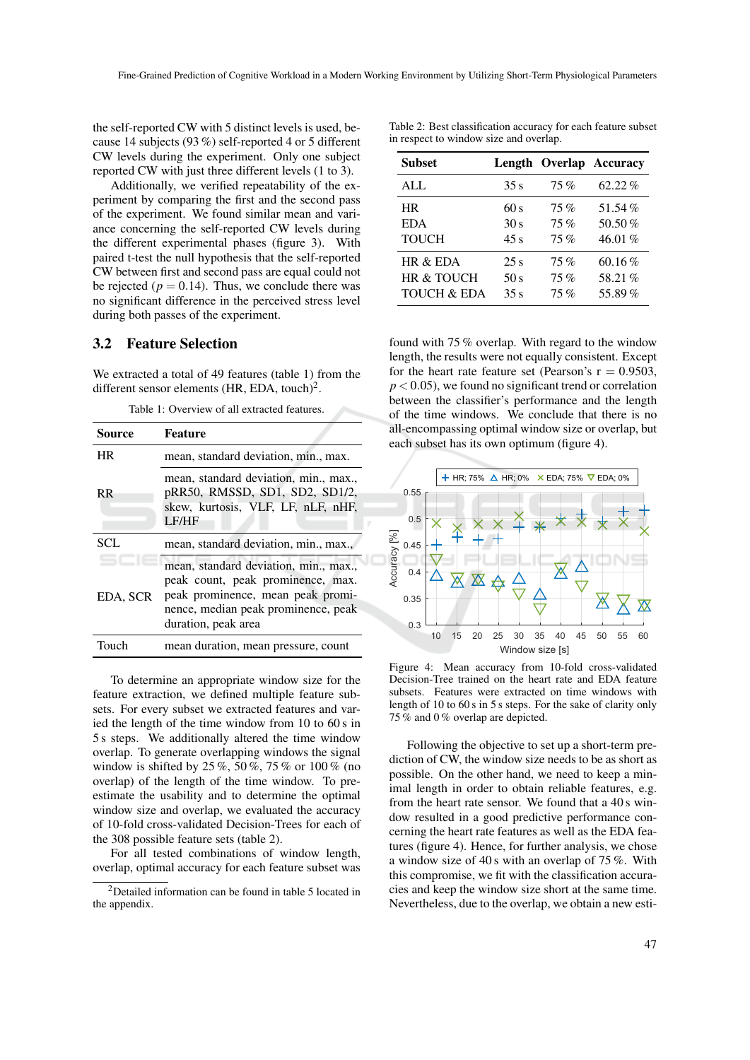the self-reported CW with 5 distinct levels is used, because 14 subjects (93 %) self-reported 4 or 5 different CW levels during the experiment. Only one subject reported CW with just three different levels (1 to 3).

Additionally, we verified repeatability of the experiment by comparing the first and the second pass of the experiment. We found similar mean and variance concerning the self-reported CW levels during the different experimental phases (figure 3). With paired t-test the null hypothesis that the self-reported CW between first and second pass are equal could not be rejected ($p = 0.14$). Thus, we conclude there was no significant difference in the perceived stress level during both passes of the experiment.

## 3.2 Feature Selection

We extracted a total of 49 features (table 1) from the different sensor elements (HR, EDA, touch)[2].

Table 1: Overview of all extracted features.

| Source | Feature |
|---|---|
| HR | mean, standard deviation, min., max. |
| RR | mean, standard deviation, min., max., pRR50, RMSSD, SD1, SD2, SD1/2, skew, kurtosis, VLF, LF, nLF, nHF, LF/HF |
| SCL | mean, standard deviation, min., max., |
| EDA, SCR | mean, standard deviation, min., max., peak count, peak prominence, max. peak prominence, mean peak prominence, median peak prominence, peak duration, peak area |
| Touch | mean duration, mean pressure, count |

To determine an appropriate window size for the feature extraction, we defined multiple feature subsets. For every subset we extracted features and varied the length of the time window from 10 to 60 s in 5 s steps. We additionally altered the time window overlap. To generate overlapping windows the signal window is shifted by 25 %, 50 %, 75 % or 100 % (no overlap) of the length of the time window. To preestimate the usability and to determine the optimal window size and overlap, we evaluated the accuracy of 10-fold cross-validated Decision-Trees for each of the 308 possible feature sets (table 2).

For all tested combinations of window length, overlap, optimal accuracy for each feature subset was

[2]Detailed information can be found in table 5 located in the appendix.

Table 2: Best classification accuracy for each feature subset in respect to window size and overlap.

| Subset | Length | Overlap | Accuracy |
|---|---|---|---|
| ALL | 35 s | 75 % | 62.22 % |
| HR | 60 s | 75 % | 51.54 % |
| EDA | 30 s | 75 % | 50.50 % |
| TOUCH | 45 s | 75 % | 46.01 % |
| HR & EDA | 25 s | 75 % | 60.16 % |
| HR & TOUCH | 50 s | 75 % | 58.21 % |
| TOUCH & EDA | 35 s | 75 % | 55.89 % |

found with 75 % overlap. With regard to the window length, the results were not equally consistent. Except for the heart rate feature set (Pearson's $r = 0.9503$, $p < 0.05$), we found no significant trend or correlation between the classifier's performance and the length of the time windows. We conclude that there is no all-encompassing optimal window size or overlap, but each subset has its own optimum (figure 4).

Figure 4: Mean accuracy from 10-fold cross-validated Decision-Tree trained on the heart rate and EDA feature subsets. Features were extracted on time windows with length of 10 to 60 s in 5 s steps. For the sake of clarity only 75 % and 0 % overlap are depicted.

Following the objective to set up a short-term prediction of CW, the window size needs to be as short as possible. On the other hand, we need to know a minimal length in order to obtain reliable features, e.g. from the heart rate sensor. We found that a 40 s window resulted in a good predictive performance concerning the heart rate features as well as the EDA features (figure 4). Hence, for further analysis, we chose a window size of 40 s with an overlap of 75 %. With this compromise, we fit with the classification accuracies and keep the window size short at the same time. Nevertheless, due to the overlap, we obtain a new esti-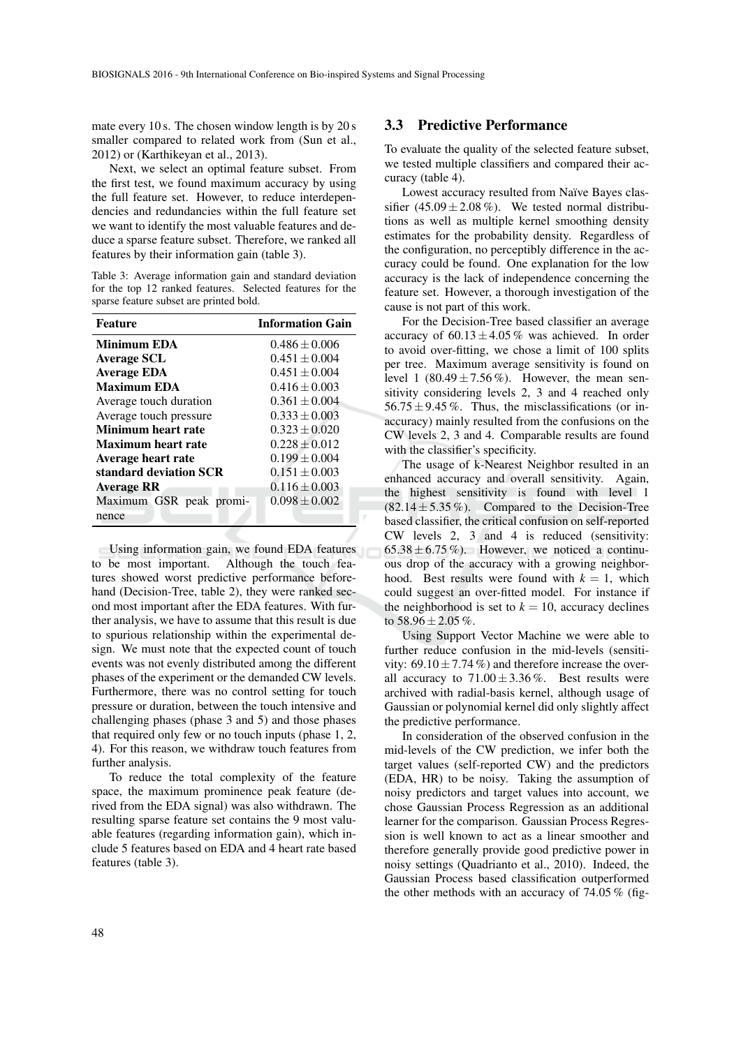mate every 10 s. The chosen window length is by 20 s smaller compared to related work from (Sun et al., 2012) or (Karthikeyan et al., 2013).

Next, we select an optimal feature subset. From the first test, we found maximum accuracy by using the full feature set. However, to reduce interdependencies and redundancies within the full feature set we want to identify the most valuable features and deduce a sparse feature subset. Therefore, we ranked all features by their information gain (table 3).

Table 3: Average information gain and standard deviation for the top 12 ranked features. Selected features for the sparse feature subset are printed bold.

| Feature | Information Gain |
|---|---|
| **Minimum EDA** | $0.486 \pm 0.006$ |
| **Average SCL** | $0.451 \pm 0.004$ |
| **Average EDA** | $0.451 \pm 0.004$ |
| **Maximum EDA** | $0.416 \pm 0.003$ |
| Average touch duration | $0.361 \pm 0.004$ |
| Average touch pressure | $0.333 \pm 0.003$ |
| **Minimum heart rate** | $0.323 \pm 0.020$ |
| **Maximum heart rate** | $0.228 \pm 0.012$ |
| **Average heart rate** | $0.199 \pm 0.004$ |
| **standard deviation SCR** | $0.151 \pm 0.003$ |
| **Average RR** | $0.116 \pm 0.003$ |
| Maximum GSR peak prominence | $0.098 \pm 0.002$ |

Using information gain, we found EDA features to be most important. Although the touch features showed worst predictive performance beforehand (Decision-Tree, table 2), they were ranked second most important after the EDA features. With further analysis, we have to assume that this result is due to spurious relationship within the experimental design. We must note that the expected count of touch events was not evenly distributed among the different phases of the experiment or the demanded CW levels. Furthermore, there was no control setting for touch pressure or duration, between the touch intensive and challenging phases (phase 3 and 5) and those phases that required only few or no touch inputs (phase 1, 2, 4). For this reason, we withdraw touch features from further analysis.

To reduce the total complexity of the feature space, the maximum prominence peak feature (derived from the EDA signal) was also withdrawn. The resulting sparse feature set contains the 9 most valuable features (regarding information gain), which include 5 features based on EDA and 4 heart rate based features (table 3).

## 3.3 Predictive Performance

To evaluate the quality of the selected feature subset, we tested multiple classifiers and compared their accuracy (table 4).

Lowest accuracy resulted from Naïve Bayes classifier ($45.09 \pm 2.08$ %). We tested normal distributions as well as multiple kernel smoothing density estimates for the probability density. Regardless of the configuration, no perceptibly difference in the accuracy could be found. One explanation for the low accuracy is the lack of independence concerning the feature set. However, a thorough investigation of the cause is not part of this work.

For the Decision-Tree based classifier an average accuracy of $60.13 \pm 4.05$ % was achieved. In order to avoid over-fitting, we chose a limit of 100 splits per tree. Maximum average sensitivity is found on level 1 ($80.49 \pm 7.56$ %). However, the mean sensitivity considering levels 2, 3 and 4 reached only $56.75 \pm 9.45$ %. Thus, the misclassifications (or inaccuracy) mainly resulted from the confusions on the CW levels 2, 3 and 4. Comparable results are found with the classifier's specificity.

The usage of k-Nearest Neighbor resulted in an enhanced accuracy and overall sensitivity. Again, the highest sensitivity is found with level 1 ($82.14 \pm 5.35$ %). Compared to the Decision-Tree based classifier, the critical confusion on self-reported CW levels 2, 3 and 4 is reduced (sensitivity: $65.38 \pm 6.75$ %). However, we noticed a continuous drop of the accuracy with a growing neighborhood. Best results were found with $k = 1$, which could suggest an over-fitted model. For instance if the neighborhood is set to $k = 10$, accuracy declines to $58.96 \pm 2.05$ %.

Using Support Vector Machine we were able to further reduce confusion in the mid-levels (sensitivity: $69.10 \pm 7.74$ %) and therefore increase the overall accuracy to $71.00 \pm 3.36$ %. Best results were archived with radial-basis kernel, although usage of Gaussian or polynomial kernel did only slightly affect the predictive performance.

In consideration of the observed confusion in the mid-levels of the CW prediction, we infer both the target values (self-reported CW) and the predictors (EDA, HR) to be noisy. Taking the assumption of noisy predictors and target values into account, we chose Gaussian Process Regression as an additional learner for the comparison. Gaussian Process Regression is well known to act as a linear smoother and therefore generally provide good predictive power in noisy settings (Quadrianto et al., 2010). Indeed, the Gaussian Process based classification outperformed the other methods with an accuracy of 74.05 % (fig-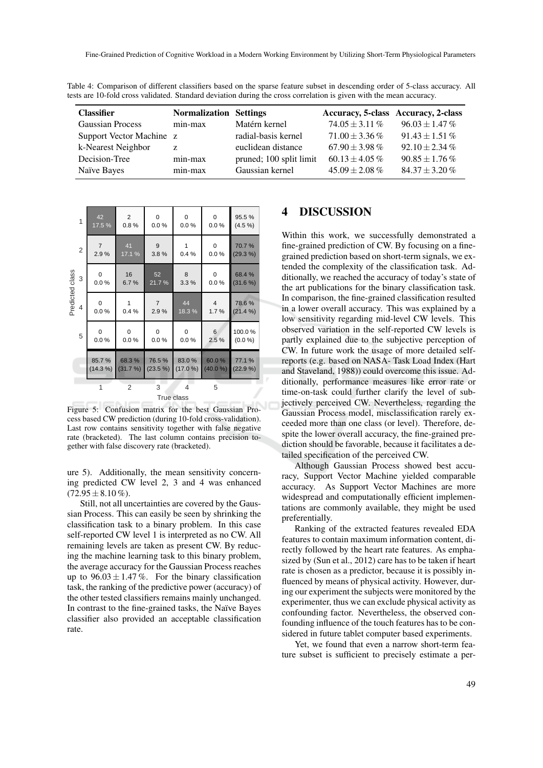Table 4: Comparison of different classifiers based on the sparse feature subset in descending order of 5-class accuracy. All tests are 10-fold cross validated. Standard deviation during the cross correlation is given with the mean accuracy.

| Classifier | Normalization | Settings | Accuracy, 5-class | Accuracy, 2-class |
|---|---|---|---|---|
| Gaussian Process | min-max | Matérn kernel | $74.05 \pm 3.11\,\%$ | $96.03 \pm 1.47\,\%$ |
| Support Vector Machine | z | radial-basis kernel | $71.00 \pm 3.36\,\%$ | $91.43 \pm 1.51\,\%$ |
| k-Nearest Neighbor | z | euclidean distance | $67.90 \pm 3.98\,\%$ | $92.10 \pm 2.34\,\%$ |
| Decision-Tree | min-max | pruned; 100 split limit | $60.13 \pm 4.05\,\%$ | $90.85 \pm 1.76\,\%$ |
| Naïve Bayes | min-max | Gaussian kernel | $45.09 \pm 2.08\,\%$ | $84.37 \pm 3.20\,\%$ |

| Predicted class \ True class | 1 | 2 | 3 | 4 | 5 | |
|---|---|---|---|---|---|---|
| 1 | 42 17.5 % | 2 0.8 % | 0 0.0 % | 0 0.0 % | 0 0.0 % | 95.5 % (4.5 %) |
| 2 | 7 2.9 % | 41 17.1 % | 9 3.8 % | 1 0.4 % | 0 0.0 % | 70.7 % (29.3 %) |
| 3 | 0 0.0 % | 16 6.7 % | 52 21.7 % | 8 3.3 % | 0 0.0 % | 68.4 % (31.6 %) |
| 4 | 0 0.0 % | 1 0.4 % | 7 2.9 % | 44 18.3 % | 4 1.7 % | 78.6 % (21.4 %) |
| 5 | 0 0.0 % | 0 0.0 % | 0 0.0 % | 0 0.0 % | 6 2.5 % | 100.0 % (0.0 %) |
| | 85.7 % (14.3 %) | 68.3 % (31.7 %) | 76.5 % (23.5 %) | 83.0 % (17.0 %) | 60.0 % (40.0 %) | 77.1 % (22.9 %) |

Figure 5: Confusion matrix for the best Gaussian Process based CW prediction (during 10-fold cross-validation). Last row contains sensitivity together with false negative rate (bracketed). The last column contains precision together with false discovery rate (bracketed).

ure 5). Additionally, the mean sensitivity concerning predicted CW level 2, 3 and 4 was enhanced ($72.95 \pm 8.10\,\%$).

Still, not all uncertainties are covered by the Gaussian Process. This can easily be seen by shrinking the classification task to a binary problem. In this case self-reported CW level 1 is interpreted as no CW. All remaining levels are taken as present CW. By reducing the machine learning task to this binary problem, the average accuracy for the Gaussian Process reaches up to $96.03 \pm 1.47\,\%$. For the binary classification task, the ranking of the predictive power (accuracy) of the other tested classifiers remains mainly unchanged. In contrast to the fine-grained tasks, the Naïve Bayes classifier also provided an acceptable classification rate.

# 4 DISCUSSION

Within this work, we successfully demonstrated a fine-grained prediction of CW. By focusing on a fine-grained prediction based on short-term signals, we extended the complexity of the classification task. Additionally, we reached the accuracy of today's state of the art publications for the binary classification task. In comparison, the fine-grained classification resulted in a lower overall accuracy. This was explained by a low sensitivity regarding mid-level CW levels. This observed variation in the self-reported CW levels is partly explained due to the subjective perception of CW. In future work the usage of more detailed self-reports (e.g. based on NASA- Task Load Index (Hart and Staveland, 1988)) could overcome this issue. Additionally, performance measures like error rate or time-on-task could further clarify the level of subjectively perceived CW. Nevertheless, regarding the Gaussian Process model, misclassification rarely exceeded more than one class (or level). Therefore, despite the lower overall accuracy, the fine-grained prediction should be favorable, because it facilitates a detailed specification of the perceived CW.

Although Gaussian Process showed best accuracy, Support Vector Machine yielded comparable accuracy. As Support Vector Machines are more widespread and computationally efficient implementations are commonly available, they might be used preferentially.

Ranking of the extracted features revealed EDA features to contain maximum information content, directly followed by the heart rate features. As emphasized by (Sun et al., 2012) care has to be taken if heart rate is chosen as a predictor, because it is possibly influenced by means of physical activity. However, during our experiment the subjects were monitored by the experimenter, thus we can exclude physical activity as confounding factor. Nevertheless, the observed confounding influence of the touch features has to be considered in future tablet computer based experiments.

Yet, we found that even a narrow short-term feature subset is sufficient to precisely estimate a per-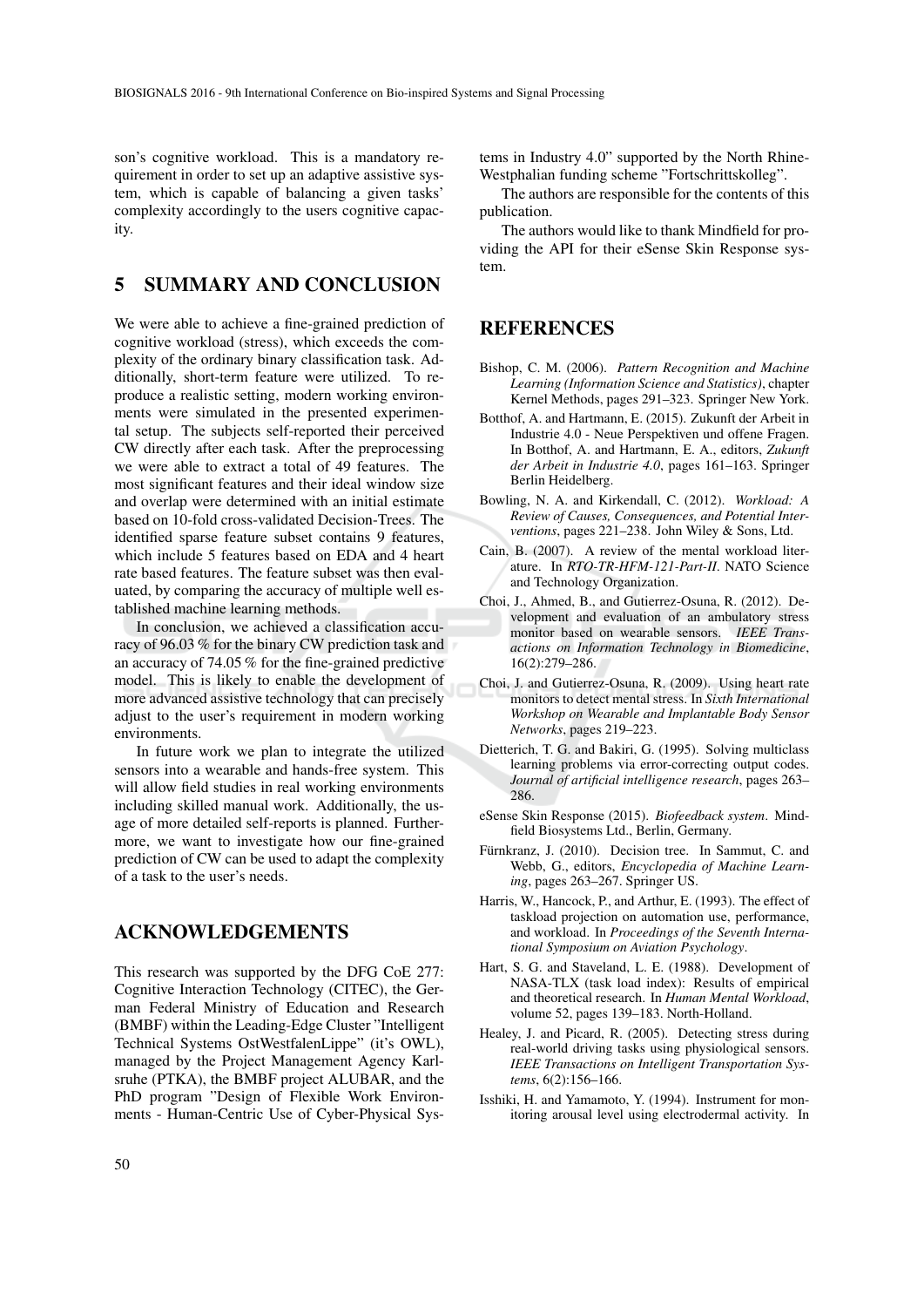son's cognitive workload. This is a mandatory requirement in order to set up an adaptive assistive system, which is capable of balancing a given tasks' complexity accordingly to the users cognitive capacity.

## 5 SUMMARY AND CONCLUSION

We were able to achieve a fine-grained prediction of cognitive workload (stress), which exceeds the complexity of the ordinary binary classification task. Additionally, short-term feature were utilized. To reproduce a realistic setting, modern working environments were simulated in the presented experimental setup. The subjects self-reported their perceived CW directly after each task. After the preprocessing we were able to extract a total of 49 features. The most significant features and their ideal window size and overlap were determined with an initial estimate based on 10-fold cross-validated Decision-Trees. The identified sparse feature subset contains 9 features, which include 5 features based on EDA and 4 heart rate based features. The feature subset was then evaluated, by comparing the accuracy of multiple well established machine learning methods.

In conclusion, we achieved a classification accuracy of 96.03 % for the binary CW prediction task and an accuracy of 74.05 % for the fine-grained predictive model. This is likely to enable the development of more advanced assistive technology that can precisely adjust to the user's requirement in modern working environments.

In future work we plan to integrate the utilized sensors into a wearable and hands-free system. This will allow field studies in real working environments including skilled manual work. Additionally, the usage of more detailed self-reports is planned. Furthermore, we want to investigate how our fine-grained prediction of CW can be used to adapt the complexity of a task to the user's needs.

## ACKNOWLEDGEMENTS

This research was supported by the DFG CoE 277: Cognitive Interaction Technology (CITEC), the German Federal Ministry of Education and Research (BMBF) within the Leading-Edge Cluster "Intelligent Technical Systems OstWestfalenLippe" (it's OWL), managed by the Project Management Agency Karlsruhe (PTKA), the BMBF project ALUBAR, and the PhD program "Design of Flexible Work Environments - Human-Centric Use of Cyber-Physical Systems in Industry 4.0" supported by the North Rhine-Westphalian funding scheme "Fortschrittskolleg".

The authors are responsible for the contents of this publication.

The authors would like to thank Mindfield for providing the API for their eSense Skin Response system.

## REFERENCES

Bishop, C. M. (2006). *Pattern Recognition and Machine Learning (Information Science and Statistics)*, chapter Kernel Methods, pages 291–323. Springer New York.

Botthof, A. and Hartmann, E. (2015). Zukunft der Arbeit in Industrie 4.0 - Neue Perspektiven und offene Fragen. In Botthof, A. and Hartmann, E. A., editors, *Zukunft der Arbeit in Industrie 4.0*, pages 161–163. Springer Berlin Heidelberg.

Bowling, N. A. and Kirkendall, C. (2012). *Workload: A Review of Causes, Consequences, and Potential Interventions*, pages 221–238. John Wiley & Sons, Ltd.

Cain, B. (2007). A review of the mental workload literature. In *RTO-TR-HFM-121-Part-II*. NATO Science and Technology Organization.

Choi, J., Ahmed, B., and Gutierrez-Osuna, R. (2012). Development and evaluation of an ambulatory stress monitor based on wearable sensors. *IEEE Transactions on Information Technology in Biomedicine*, 16(2):279–286.

Choi, J. and Gutierrez-Osuna, R. (2009). Using heart rate monitors to detect mental stress. In *Sixth International Workshop on Wearable and Implantable Body Sensor Networks*, pages 219–223.

Dietterich, T. G. and Bakiri, G. (1995). Solving multiclass learning problems via error-correcting output codes. *Journal of artificial intelligence research*, pages 263–286.

eSense Skin Response (2015). *Biofeedback system*. Mindfield Biosystems Ltd., Berlin, Germany.

Fürnkranz, J. (2010). Decision tree. In Sammut, C. and Webb, G., editors, *Encyclopedia of Machine Learning*, pages 263–267. Springer US.

Harris, W., Hancock, P., and Arthur, E. (1993). The effect of taskload projection on automation use, performance, and workload. In *Proceedings of the Seventh International Symposium on Aviation Psychology*.

Hart, S. G. and Staveland, L. E. (1988). Development of NASA-TLX (task load index): Results of empirical and theoretical research. In *Human Mental Workload*, volume 52, pages 139–183. North-Holland.

Healey, J. and Picard, R. (2005). Detecting stress during real-world driving tasks using physiological sensors. *IEEE Transactions on Intelligent Transportation Systems*, 6(2):156–166.

Isshiki, H. and Yamamoto, Y. (1994). Instrument for monitoring arousal level using electrodermal activity. In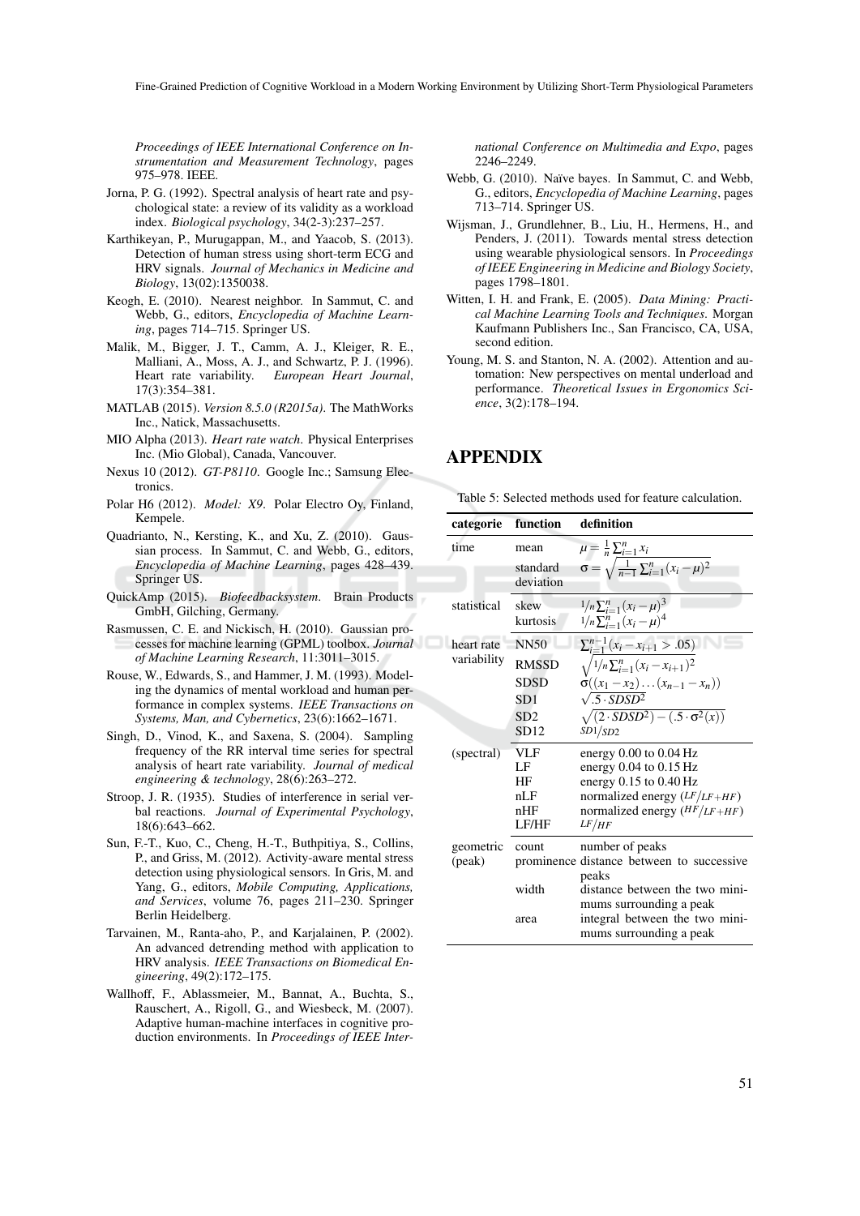*Proceedings of IEEE International Conference on Instrumentation and Measurement Technology*, pages 975–978. IEEE.

Jorna, P. G. (1992). Spectral analysis of heart rate and psychological state: a review of its validity as a workload index. *Biological psychology*, 34(2-3):237–257.

Karthikeyan, P., Murugappan, M., and Yaacob, S. (2013). Detection of human stress using short-term ECG and HRV signals. *Journal of Mechanics in Medicine and Biology*, 13(02):1350038.

Keogh, E. (2010). Nearest neighbor. In Sammut, C. and Webb, G., editors, *Encyclopedia of Machine Learning*, pages 714–715. Springer US.

Malik, M., Bigger, J. T., Camm, A. J., Kleiger, R. E., Malliani, A., Moss, A. J., and Schwartz, P. J. (1996). Heart rate variability. *European Heart Journal*, 17(3):354–381.

MATLAB (2015). *Version 8.5.0 (R2015a)*. The MathWorks Inc., Natick, Massachusetts.

MIO Alpha (2013). *Heart rate watch*. Physical Enterprises Inc. (Mio Global), Canada, Vancouver.

Nexus 10 (2012). *GT-P8110*. Google Inc.; Samsung Electronics.

Polar H6 (2012). *Model: X9*. Polar Electro Oy, Finland, Kempele.

Quadrianto, N., Kersting, K., and Xu, Z. (2010). Gaussian process. In Sammut, C. and Webb, G., editors, *Encyclopedia of Machine Learning*, pages 428–439. Springer US.

QuickAmp (2015). *Biofeedbacksystem*. Brain Products GmbH, Gilching, Germany.

Rasmussen, C. E. and Nickisch, H. (2010). Gaussian processes for machine learning (GPML) toolbox. *Journal of Machine Learning Research*, 11:3011–3015.

Rouse, W., Edwards, S., and Hammer, J. M. (1993). Modeling the dynamics of mental workload and human performance in complex systems. *IEEE Transactions on Systems, Man, and Cybernetics*, 23(6):1662–1671.

Singh, D., Vinod, K., and Saxena, S. (2004). Sampling frequency of the RR interval time series for spectral analysis of heart rate variability. *Journal of medical engineering & technology*, 28(6):263–272.

Stroop, J. R. (1935). Studies of interference in serial verbal reactions. *Journal of Experimental Psychology*, 18(6):643–662.

Sun, F.-T., Kuo, C., Cheng, H.-T., Buthpitiya, S., Collins, P., and Griss, M. (2012). Activity-aware mental stress detection using physiological sensors. In Gris, M. and Yang, G., editors, *Mobile Computing, Applications, and Services*, volume 76, pages 211–230. Springer Berlin Heidelberg.

Tarvainen, M., Ranta-aho, P., and Karjalainen, P. (2002). An advanced detrending method with application to HRV analysis. *IEEE Transactions on Biomedical Engineering*, 49(2):172–175.

Wallhoff, F., Ablassmeier, M., Bannat, A., Buchta, S., Rauschert, A., Rigoll, G., and Wiesbeck, M. (2007). Adaptive human-machine interfaces in cognitive production environments. In *Proceedings of IEEE International Conference on Multimedia and Expo*, pages 2246–2249.

Webb, G. (2010). Naïve bayes. In Sammut, C. and Webb, G., editors, *Encyclopedia of Machine Learning*, pages 713–714. Springer US.

Wijsman, J., Grundlehner, B., Liu, H., Hermens, H., and Penders, J. (2011). Towards mental stress detection using wearable physiological sensors. In *Proceedings of IEEE Engineering in Medicine and Biology Society*, pages 1798–1801.

Witten, I. H. and Frank, E. (2005). *Data Mining: Practical Machine Learning Tools and Techniques*. Morgan Kaufmann Publishers Inc., San Francisco, CA, USA, second edition.

Young, M. S. and Stanton, N. A. (2002). Attention and automation: New perspectives on mental underload and performance. *Theoretical Issues in Ergonomics Science*, 3(2):178–194.

# APPENDIX

Table 5: Selected methods used for feature calculation.

| categorie | function | definition |
|---|---|---|
| time | mean | $\mu = \frac{1}{n}\sum_{i=1}^{n} x_i$ |
| | standard deviation | $\sigma = \sqrt{\frac{1}{n-1}\sum_{i=1}^{n}(x_i - \mu)^2}$ |
| statistical | skew | $1/n\sum_{i=1}^{n}(x_i - \mu)^3$ |
| | kurtosis | $1/n\sum_{i=1}^{n}(x_i - \mu)^4$ |
| heart rate variability | NN50 | $\sum_{i=1}^{n-1}(x_i - x_{i+1} > .05)$ |
| | RMSSD | $\sqrt{1/n\sum_{i=1}^{n}(x_i - x_{i+1})^2}$ |
| | SDSD | $\sigma((x_1 - x_2)\dots(x_{n-1} - x_n))$ |
| | SD1 | $\sqrt{.5 \cdot SDSD^2}$ |
| | SD2 | $\sqrt{(2 \cdot SDSD^2) - (.5 \cdot \sigma^2(x))}$ |
| | SD12 | $SD1/SD2$ |
| (spectral) | VLF | energy 0.00 to 0.04 Hz |
| | LF | energy 0.04 to 0.15 Hz |
| | HF | energy 0.15 to 0.40 Hz |
| | nLF | normalized energy $(LF/LF+HF)$ |
| | nHF | normalized energy $(HF/LF+HF)$ |
| | LF/HF | $LF/HF$ |
| geometric (peak) | count | number of peaks |
| | prominence | distance between to successive peaks |
| | width | distance between the two minimums surrounding a peak |
| | area | integral between the two minimums surrounding a peak |